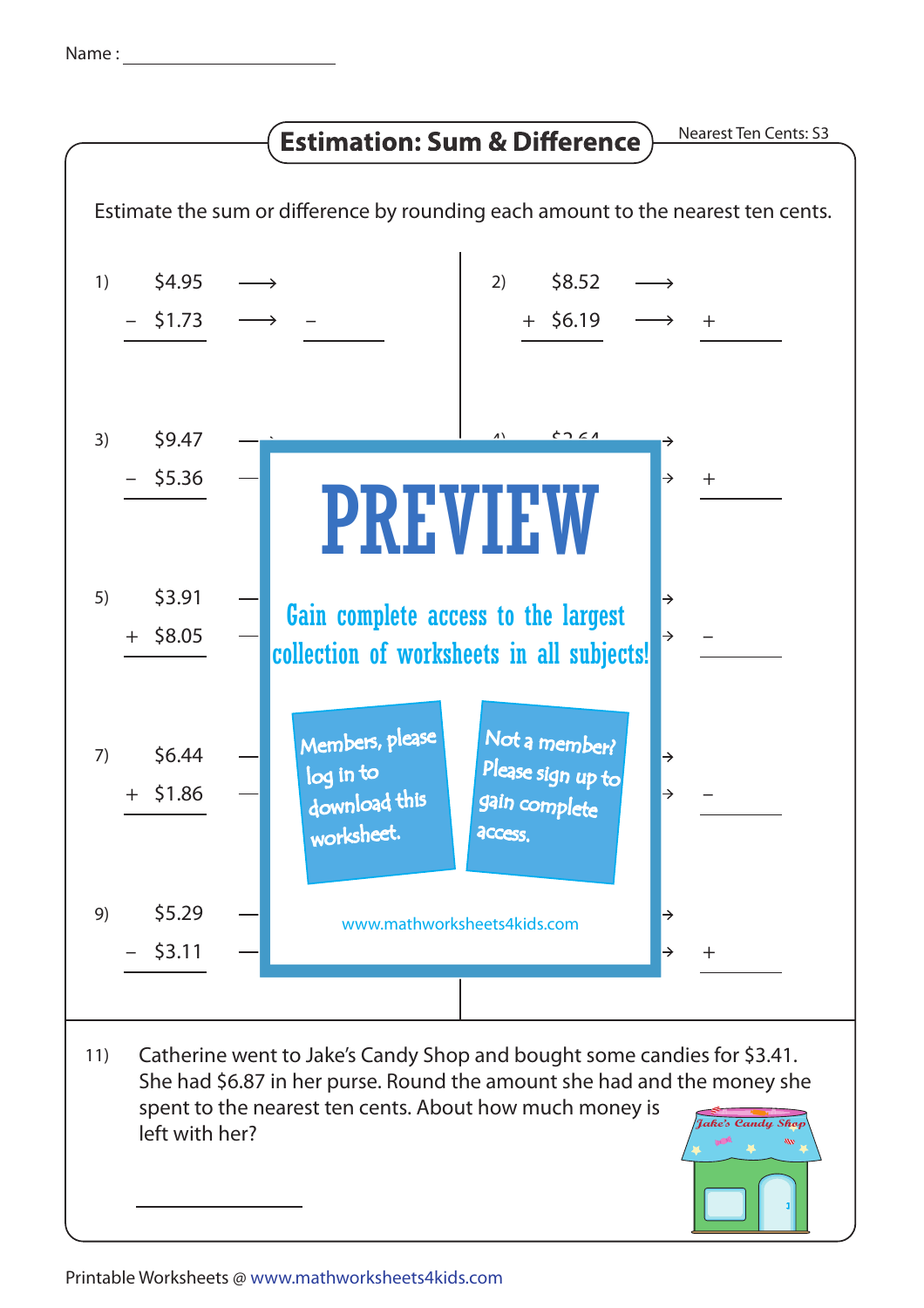Name : ____________________

# Estimation: Sum & Difference

Nearest Ten Cents: S3

Estimate the sum or difference by rounding each amount to the nearest ten cents.

1) $4.95 ⟶
   − $1.73 ⟶ − ______

2) $8.52 ⟶
   + $6.19 ⟶ + ______

3) $9.47
   − $5.36

4) $2.64 →
   → + ______

5) $3.91
   + $8.05

6) →
   → − ______

7) $6.44
   + $1.86

8) →
   → − ______

9) $5.29
   − $3.11

10) →
   → + ______

**PREVIEW**

Gain complete access to the largest collection of worksheets in all subjects!

Members, please log in to download this worksheet.

Not a member? Please sign up to gain complete access.

www.mathworksheets4kids.com

11) Catherine went to Jake's Candy Shop and bought some candies for $3.41. She had $6.87 in her purse. Round the amount she had and the money she spent to the nearest ten cents. About how much money is left with her?

______________

Printable Worksheets @ www.mathworksheets4kids.com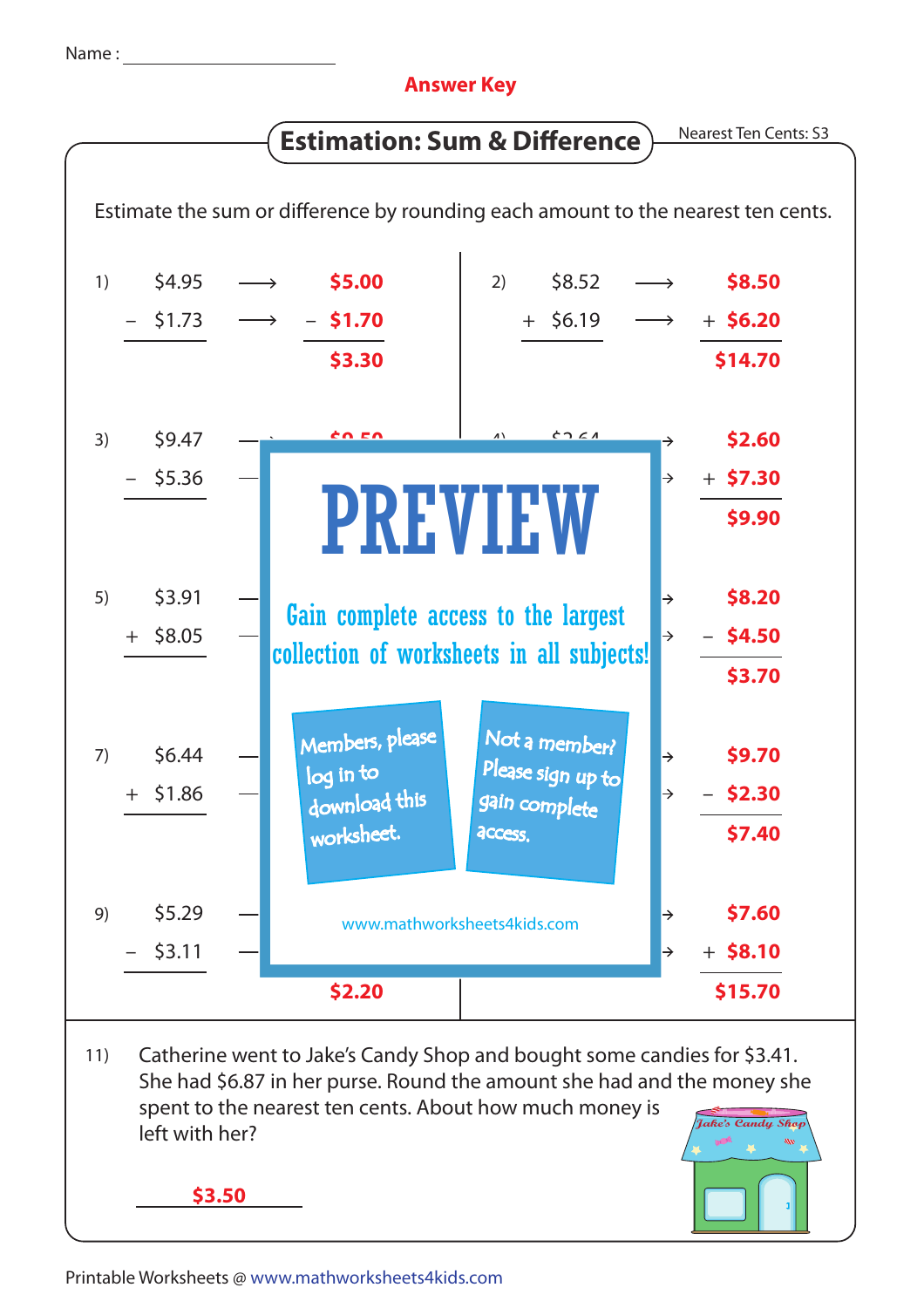Name : ______________________

**Answer Key**

# Estimation: Sum & Difference

Nearest Ten Cents: S3

Estimate the sum or difference by rounding each amount to the nearest ten cents.

1)
$4.95 ⟶ **$5.00**
− $1.73 ⟶ − **$1.70**
**$3.30**

2)
$8.52 ⟶ **$8.50**
+ $6.19 ⟶ + **$6.20**
**$14.70**

3)
$9.47 ⟶ **$9.50**
− $5.36 ⟶

4)
$2.64 ⟶ **$2.60**
⟶ + **$7.30**
**$9.90**

5)
$3.91 ⟶
+ $8.05 ⟶

6)
⟶ **$8.20**
⟶ − **$4.50**
**$3.70**

7)
$6.44 ⟶
+ $1.86 ⟶

8)
⟶ **$9.70**
⟶ − **$2.30**
**$7.40**

9)
$5.29 ⟶
− $3.11 ⟶
**$2.20**

10)
⟶ **$7.60**
⟶ + **$8.10**
**$15.70**

**PREVIEW**

Gain complete access to the largest collection of worksheets in all subjects!

Members, please log in to download this worksheet.

Not a member? Please sign up to gain complete access.

www.mathworksheets4kids.com

11) Catherine went to Jake's Candy Shop and bought some candies for $3.41. She had $6.87 in her purse. Round the amount she had and the money she spent to the nearest ten cents. About how much money is left with her?

**$3.50**

Jake's Candy Shop

Printable Worksheets @ www.mathworksheets4kids.com